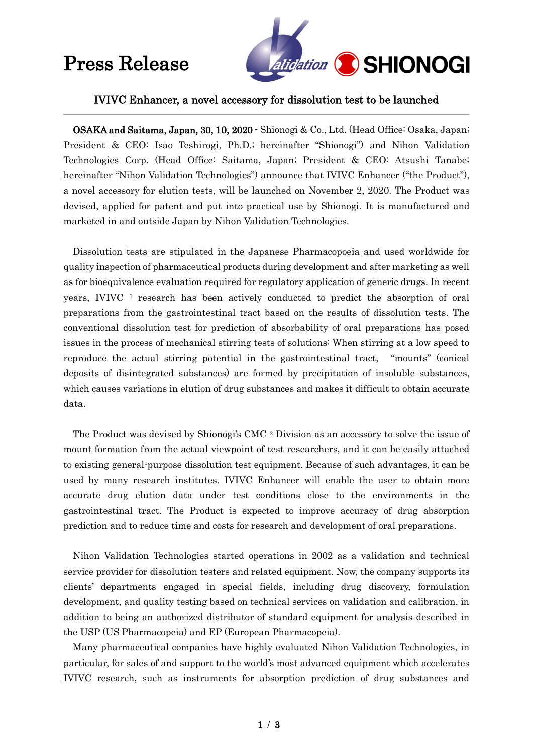# Press Release

## IVIVC Enhancer, a novel accessory for dissolution test to be launched

**OSAKA and Saitama, Japan, 30, 10, 2020 -** Shionogi & Co., Ltd. (Head Office: Osaka, Japan; President & CEO: Isao Teshirogi, Ph.D.; hereinafter "Shionogi") and Nihon Validation Technologies Corp. (Head Office: Saitama, Japan; President & CEO: Atsushi Tanabe; hereinafter "Nihon Validation Technologies") announce that IVIVC Enhancer ("the Product"), a novel accessory for elution tests, will be launched on November 2, 2020. The Product was devised, applied for patent and put into practical use by Shionogi. It is manufactured and marketed in and outside Japan by Nihon Validation Technologies.

Dissolution tests are stipulated in the Japanese Pharmacopoeia and used worldwide for quality inspection of pharmaceutical products during development and after marketing as well as for bioequivalence evaluation required for regulatory application of generic drugs. In recent years, IVIVC [1] research has been actively conducted to predict the absorption of oral preparations from the gastrointestinal tract based on the results of dissolution tests. The conventional dissolution test for prediction of absorbability of oral preparations has posed issues in the process of mechanical stirring tests of solutions: When stirring at a low speed to reproduce the actual stirring potential in the gastrointestinal tract, "mounts" (conical deposits of disintegrated substances) are formed by precipitation of insoluble substances, which causes variations in elution of drug substances and makes it difficult to obtain accurate data.

The Product was devised by Shionogi's CMC [2] Division as an accessory to solve the issue of mount formation from the actual viewpoint of test researchers, and it can be easily attached to existing general-purpose dissolution test equipment. Because of such advantages, it can be used by many research institutes. IVIVC Enhancer will enable the user to obtain more accurate drug elution data under test conditions close to the environments in the gastrointestinal tract. The Product is expected to improve accuracy of drug absorption prediction and to reduce time and costs for research and development of oral preparations.

Nihon Validation Technologies started operations in 2002 as a validation and technical service provider for dissolution testers and related equipment. Now, the company supports its clients' departments engaged in special fields, including drug discovery, formulation development, and quality testing based on technical services on validation and calibration, in addition to being an authorized distributor of standard equipment for analysis described in the USP (US Pharmacopeia) and EP (European Pharmacopeia).

Many pharmaceutical companies have highly evaluated Nihon Validation Technologies, in particular, for sales of and support to the world's most advanced equipment which accelerates IVIVC research, such as instruments for absorption prediction of drug substances and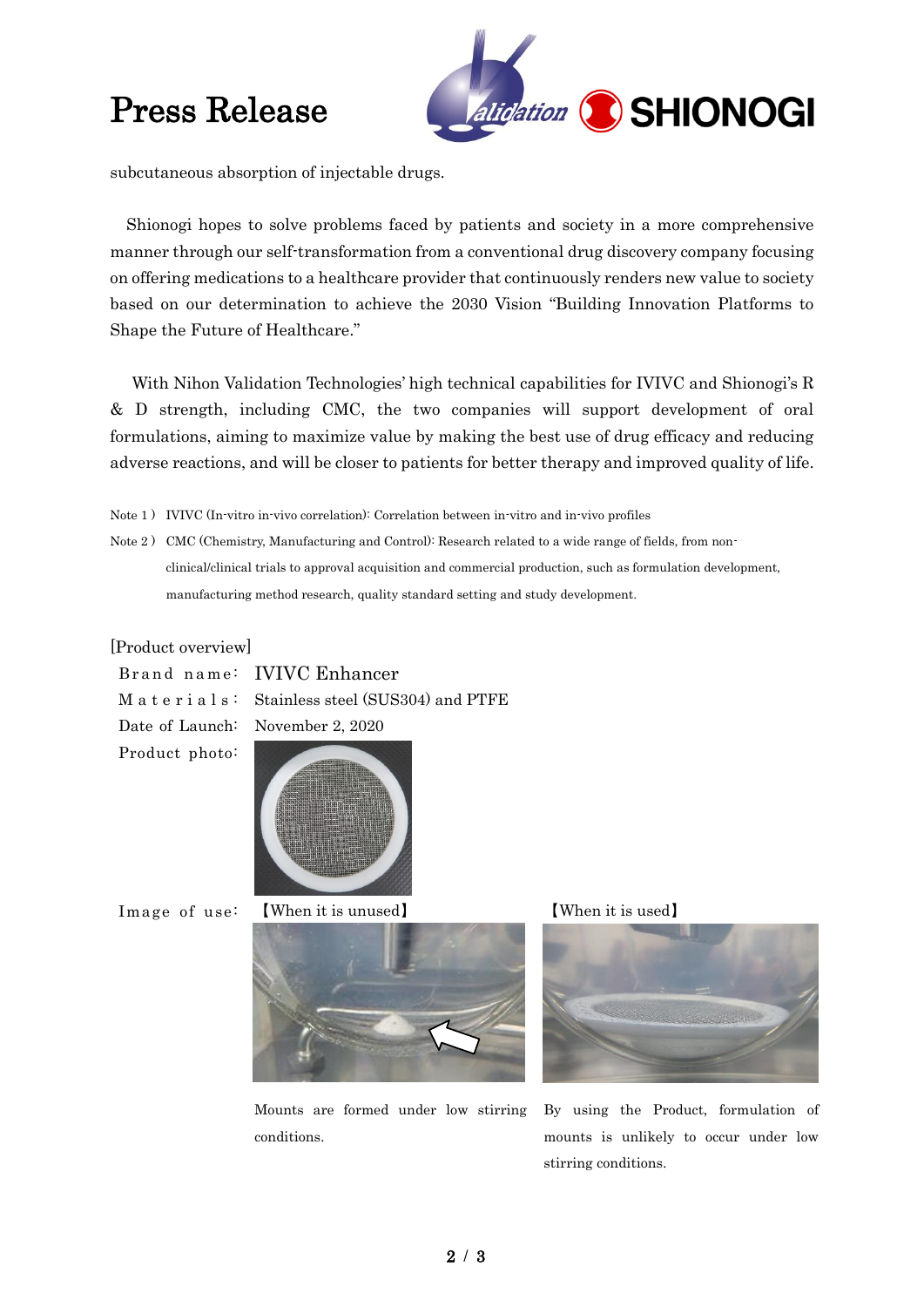subcutaneous absorption of injectable drugs.

Shionogi hopes to solve problems faced by patients and society in a more comprehensive manner through our self-transformation from a conventional drug discovery company focusing on offering medications to a healthcare provider that continuously renders new value to society based on our determination to achieve the 2030 Vision "Building Innovation Platforms to Shape the Future of Healthcare."

With Nihon Validation Technologies' high technical capabilities for IVIVC and Shionogi's R & D strength, including CMC, the two companies will support development of oral formulations, aiming to maximize value by making the best use of drug efficacy and reducing adverse reactions, and will be closer to patients for better therapy and improved quality of life.

Note 1） IVIVC (In-vitro in-vivo correlation): Correlation between in-vitro and in-vivo profiles

Note 2） CMC (Chemistry, Manufacturing and Control): Research related to a wide range of fields, from non-clinical/clinical trials to approval acquisition and commercial production, such as formulation development, manufacturing method research, quality standard setting and study development.

[Product overview]

Brand name: IVIVC Enhancer

Materials: Stainless steel (SUS304) and PTFE

Date of Launch: November 2, 2020

Product photo:

Image of use: 【When it is unused】 【When it is used】

Mounts are formed under low stirring conditions.

By using the Product, formulation of mounts is unlikely to occur under low stirring conditions.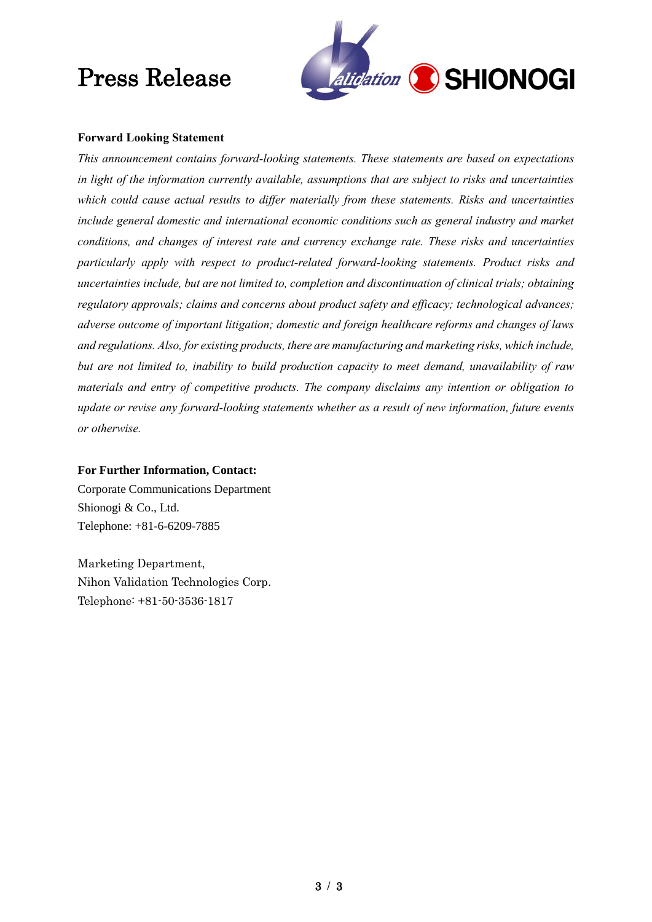**Forward Looking Statement**

*This announcement contains forward-looking statements. These statements are based on expectations in light of the information currently available, assumptions that are subject to risks and uncertainties which could cause actual results to differ materially from these statements. Risks and uncertainties include general domestic and international economic conditions such as general industry and market conditions, and changes of interest rate and currency exchange rate. These risks and uncertainties particularly apply with respect to product-related forward-looking statements. Product risks and uncertainties include, but are not limited to, completion and discontinuation of clinical trials; obtaining regulatory approvals; claims and concerns about product safety and efficacy; technological advances; adverse outcome of important litigation; domestic and foreign healthcare reforms and changes of laws and regulations. Also, for existing products, there are manufacturing and marketing risks, which include, but are not limited to, inability to build production capacity to meet demand, unavailability of raw materials and entry of competitive products. The company disclaims any intention or obligation to update or revise any forward-looking statements whether as a result of new information, future events or otherwise.*

**For Further Information, Contact:**

Corporate Communications Department
Shionogi & Co., Ltd.
Telephone: +81-6-6209-7885

Marketing Department,
Nihon Validation Technologies Corp.
Telephone: +81-50-3536-1817